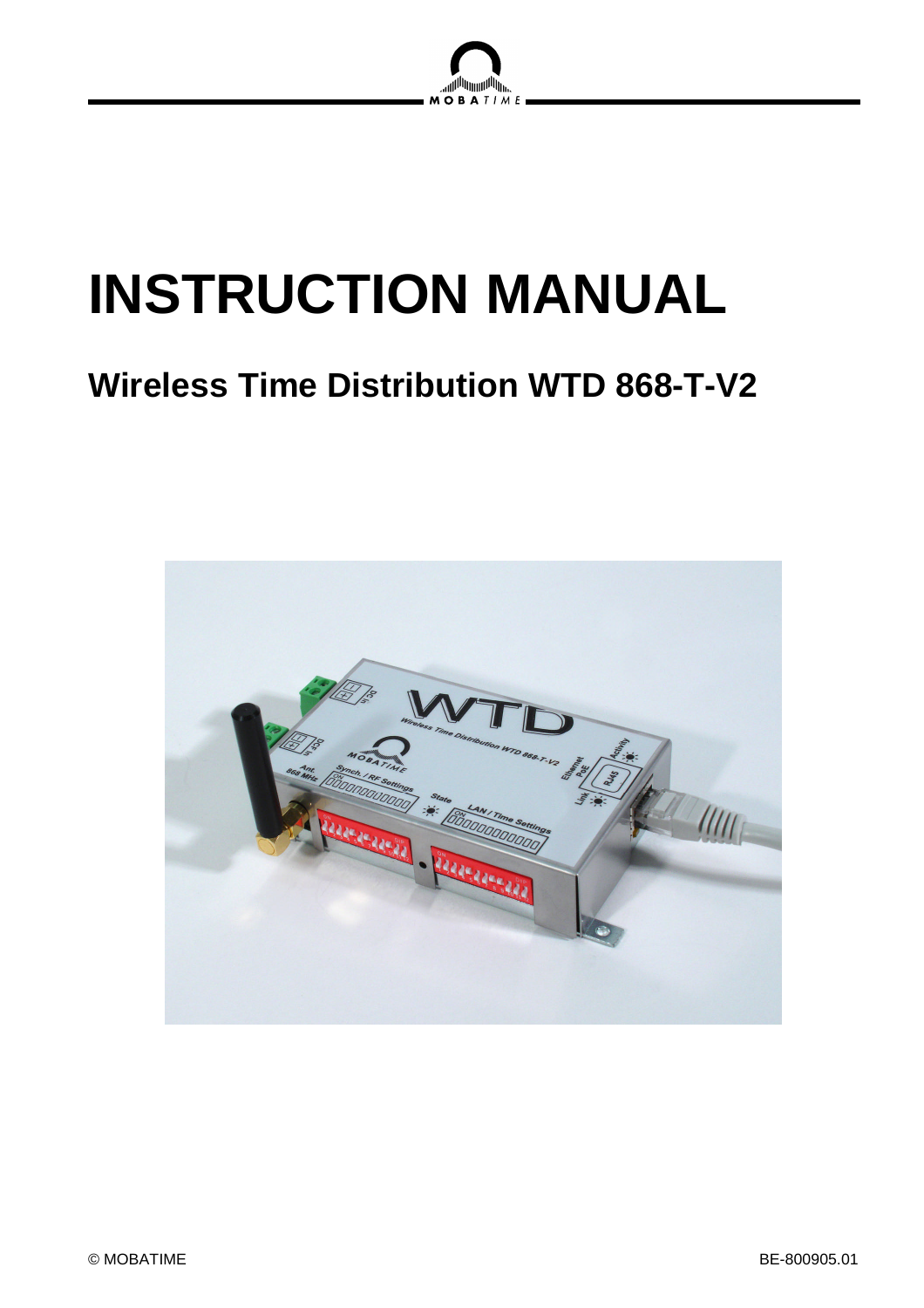# INSTRUCTION MANUAL

## Wireless Time Distribution WTD 868-T-V2

© MOBATIME

BE-800905.01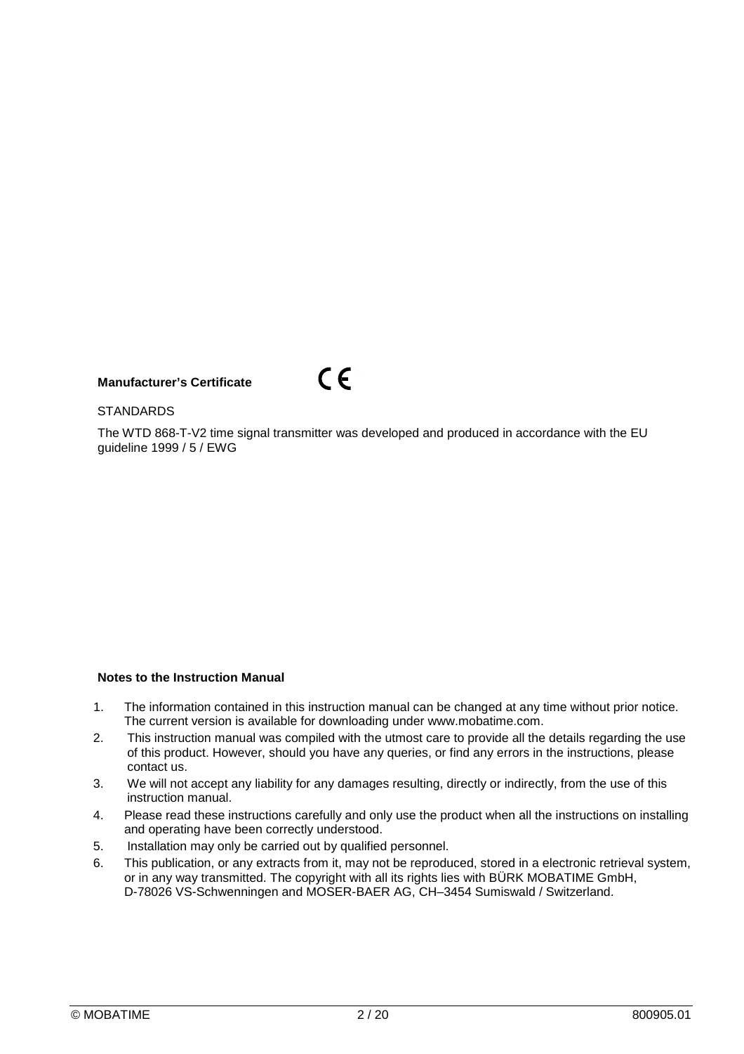**Manufacturer's Certificate** CE

STANDARDS

The WTD 868-T-V2 time signal transmitter was developed and produced in accordance with the EU guideline 1999 / 5 / EWG

**Notes to the Instruction Manual**

1. The information contained in this instruction manual can be changed at any time without prior notice. The current version is available for downloading under www.mobatime.com.
2. This instruction manual was compiled with the utmost care to provide all the details regarding the use of this product. However, should you have any queries, or find any errors in the instructions, please contact us.
3. We will not accept any liability for any damages resulting, directly or indirectly, from the use of this instruction manual.
4. Please read these instructions carefully and only use the product when all the instructions on installing and operating have been correctly understood.
5. Installation may only be carried out by qualified personnel.
6. This publication, or any extracts from it, may not be reproduced, stored in a electronic retrieval system, or in any way transmitted. The copyright with all its rights lies with BÜRK MOBATIME GmbH, D-78026 VS-Schwenningen and MOSER-BAER AG, CH–3454 Sumiswald / Switzerland.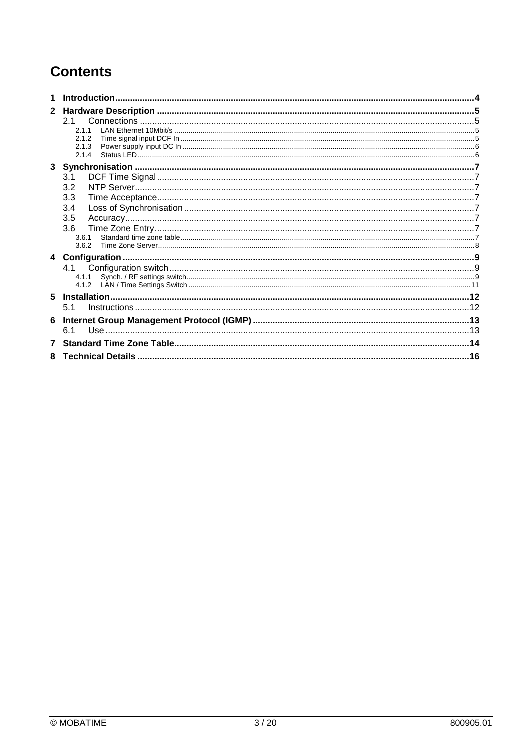# Contents

1 Introduction ....................................................................................................................................4

2 Hardware Description ...................................................................................................................5
- 2.1 Connections ..........................................................................................................................5
  - 2.1.1 LAN Ethernet 10Mbit/s ..........................................................................................................5
  - 2.1.2 Time signal input DCF In ......................................................................................................5
  - 2.1.3 Power supply input DC In .....................................................................................................6
  - 2.1.4 Status LED ...........................................................................................................................6

3 Synchronisation ............................................................................................................................7
- 3.1 DCF Time Signal ....................................................................................................................7
- 3.2 NTP Server .............................................................................................................................7
- 3.3 Time Acceptance ....................................................................................................................7
- 3.4 Loss of Synchronisation .........................................................................................................7
- 3.5 Accuracy .................................................................................................................................7
- 3.6 Time Zone Entry .....................................................................................................................7
  - 3.6.1 Standard time zone table ......................................................................................................7
  - 3.6.2 Time Zone Server .................................................................................................................8

4 Configuration ................................................................................................................................9
- 4.1 Configuration switch ...............................................................................................................9
  - 4.1.1 Synch. / RF settings switch ....................................................................................................9
  - 4.1.2 LAN / Time Settings Switch ..................................................................................................11

5 Installation ...................................................................................................................................12
- 5.1 Instructions ...........................................................................................................................12

6 Internet Group Management Protocol (IGMP) .............................................................................13
- 6.1 Use .......................................................................................................................................13

7 Standard Time Zone Table ..........................................................................................................14

8 Technical Details .........................................................................................................................16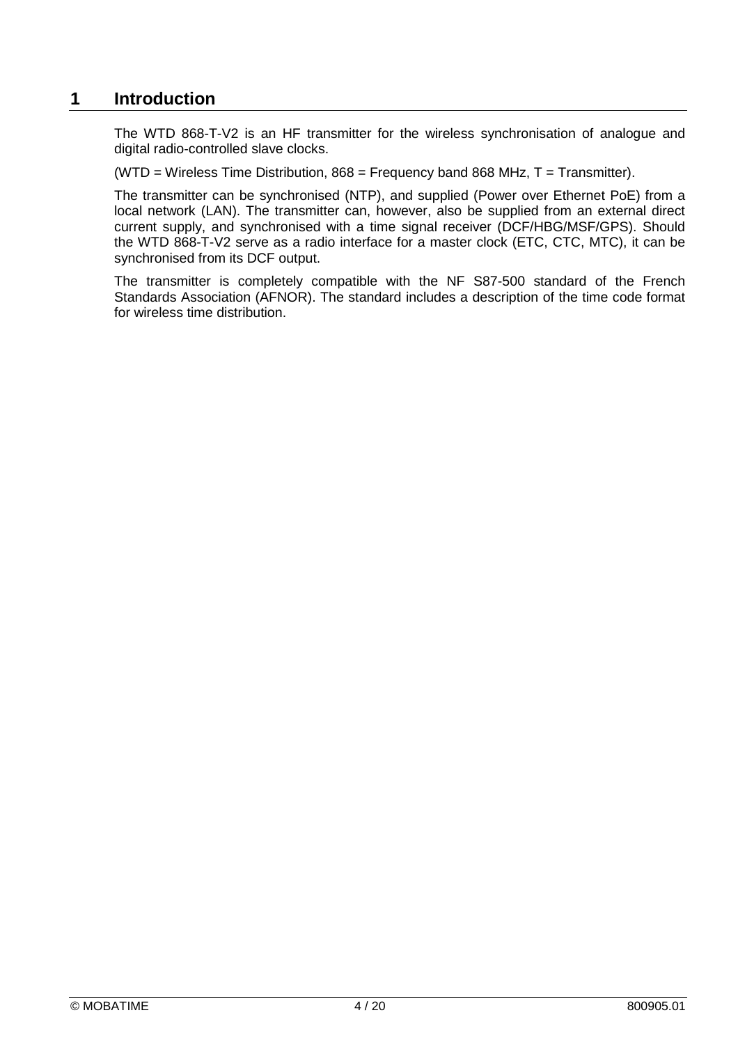# 1 Introduction

The WTD 868-T-V2 is an HF transmitter for the wireless synchronisation of analogue and digital radio-controlled slave clocks.

(WTD = Wireless Time Distribution, 868 = Frequency band 868 MHz, T = Transmitter).

The transmitter can be synchronised (NTP), and supplied (Power over Ethernet PoE) from a local network (LAN). The transmitter can, however, also be supplied from an external direct current supply, and synchronised with a time signal receiver (DCF/HBG/MSF/GPS). Should the WTD 868-T-V2 serve as a radio interface for a master clock (ETC, CTC, MTC), it can be synchronised from its DCF output.

The transmitter is completely compatible with the NF S87-500 standard of the French Standards Association (AFNOR). The standard includes a description of the time code format for wireless time distribution.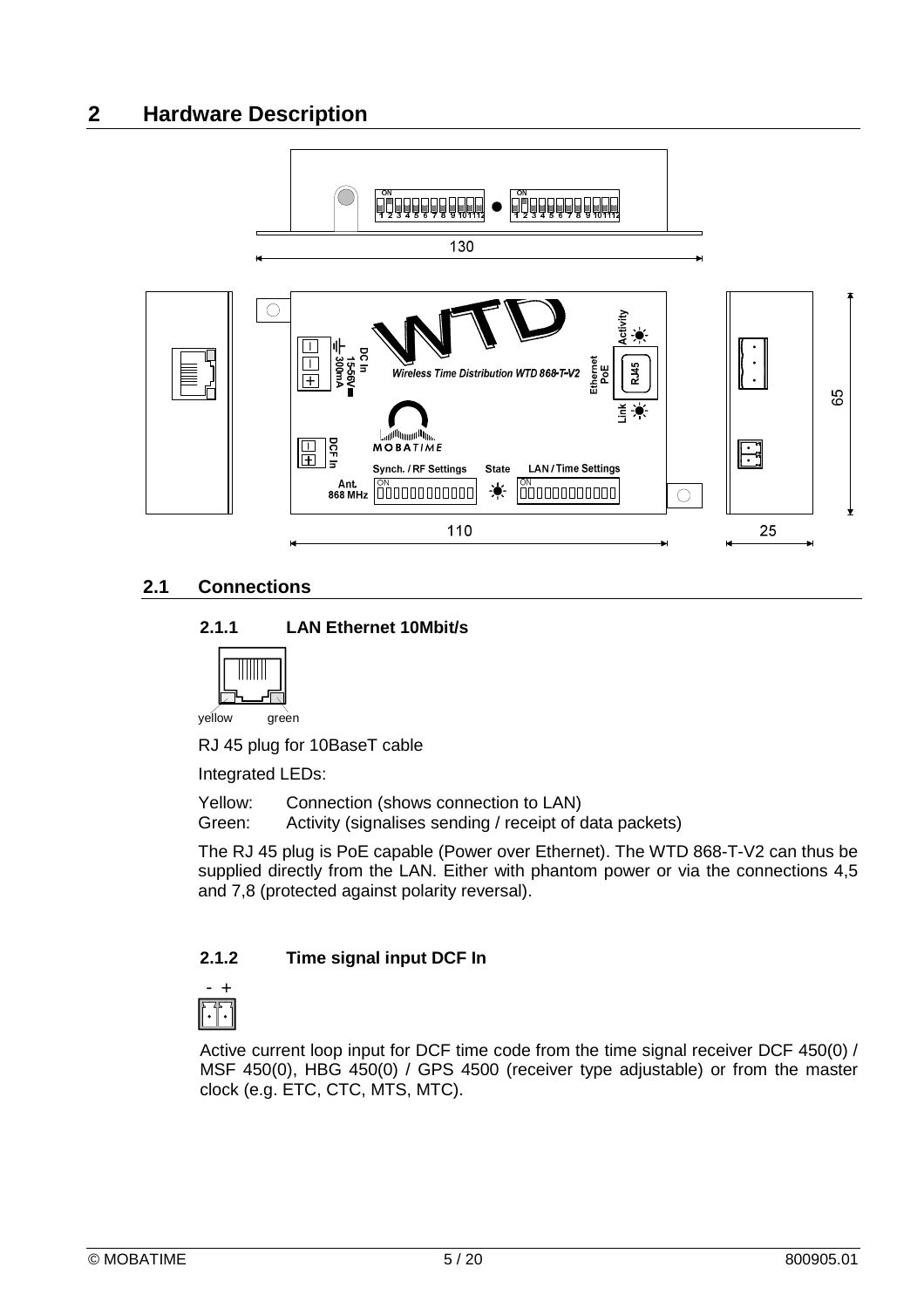# 2 Hardware Description

## 2.1 Connections

### 2.1.1 LAN Ethernet 10Mbit/s

yellow green

RJ 45 plug for 10BaseT cable

Integrated LEDs:

Yellow: Connection (shows connection to LAN)
Green: Activity (signalises sending / receipt of data packets)

The RJ 45 plug is PoE capable (Power over Ethernet). The WTD 868-T-V2 can thus be supplied directly from the LAN. Either with phantom power or via the connections 4,5 and 7,8 (protected against polarity reversal).

### 2.1.2 Time signal input DCF In

\- +

Active current loop input for DCF time code from the time signal receiver DCF 450(0) / MSF 450(0), HBG 450(0) / GPS 4500 (receiver type adjustable) or from the master clock (e.g. ETC, CTC, MTS, MTC).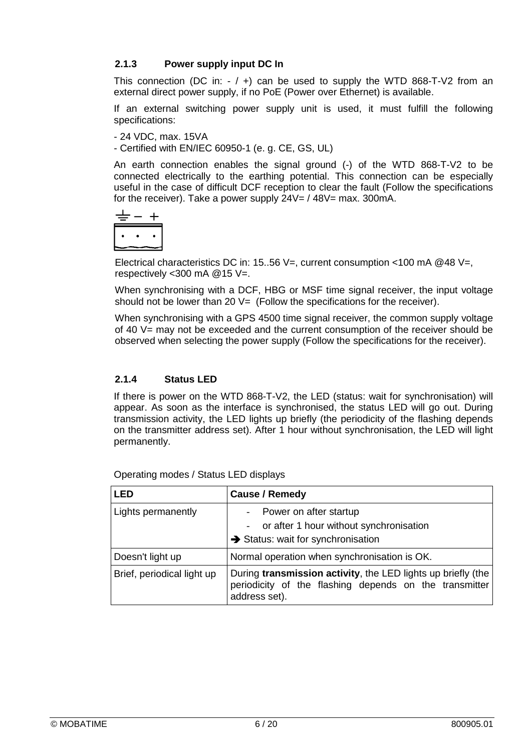### 2.1.3 Power supply input DC In

This connection (DC in: - / +) can be used to supply the WTD 868-T-V2 from an external direct power supply, if no PoE (Power over Ethernet) is available.

If an external switching power supply unit is used, it must fulfill the following specifications:

- 24 VDC, max. 15VA
- Certified with EN/IEC 60950-1 (e. g. CE, GS, UL)

An earth connection enables the signal ground (-) of the WTD 868-T-V2 to be connected electrically to the earthing potential. This connection can be especially useful in the case of difficult DCF reception to clear the fault (Follow the specifications for the receiver). Take a power supply 24V= / 48V= max. 300mA.

⏚ − +

Electrical characteristics DC in: 15..56 V=, current consumption <100 mA @48 V=, respectively <300 mA @15 V=.

When synchronising with a DCF, HBG or MSF time signal receiver, the input voltage should not be lower than 20 V= (Follow the specifications for the receiver).

When synchronising with a GPS 4500 time signal receiver, the common supply voltage of 40 V= may not be exceeded and the current consumption of the receiver should be observed when selecting the power supply (Follow the specifications for the receiver).

### 2.1.4 Status LED

If there is power on the WTD 868-T-V2, the LED (status: wait for synchronisation) will appear. As soon as the interface is synchronised, the status LED will go out. During transmission activity, the LED lights up briefly (the periodicity of the flashing depends on the transmitter address set). After 1 hour without synchronisation, the LED will light permanently.

Operating modes / Status LED displays

| LED | Cause / Remedy |
|---|---|
| Lights permanently | - Power on after startup<br>- or after 1 hour without synchronisation<br>➔ Status: wait for synchronisation |
| Doesn't light up | Normal operation when synchronisation is OK. |
| Brief, periodical light up | During **transmission activity**, the LED lights up briefly (the periodicity of the flashing depends on the transmitter address set). |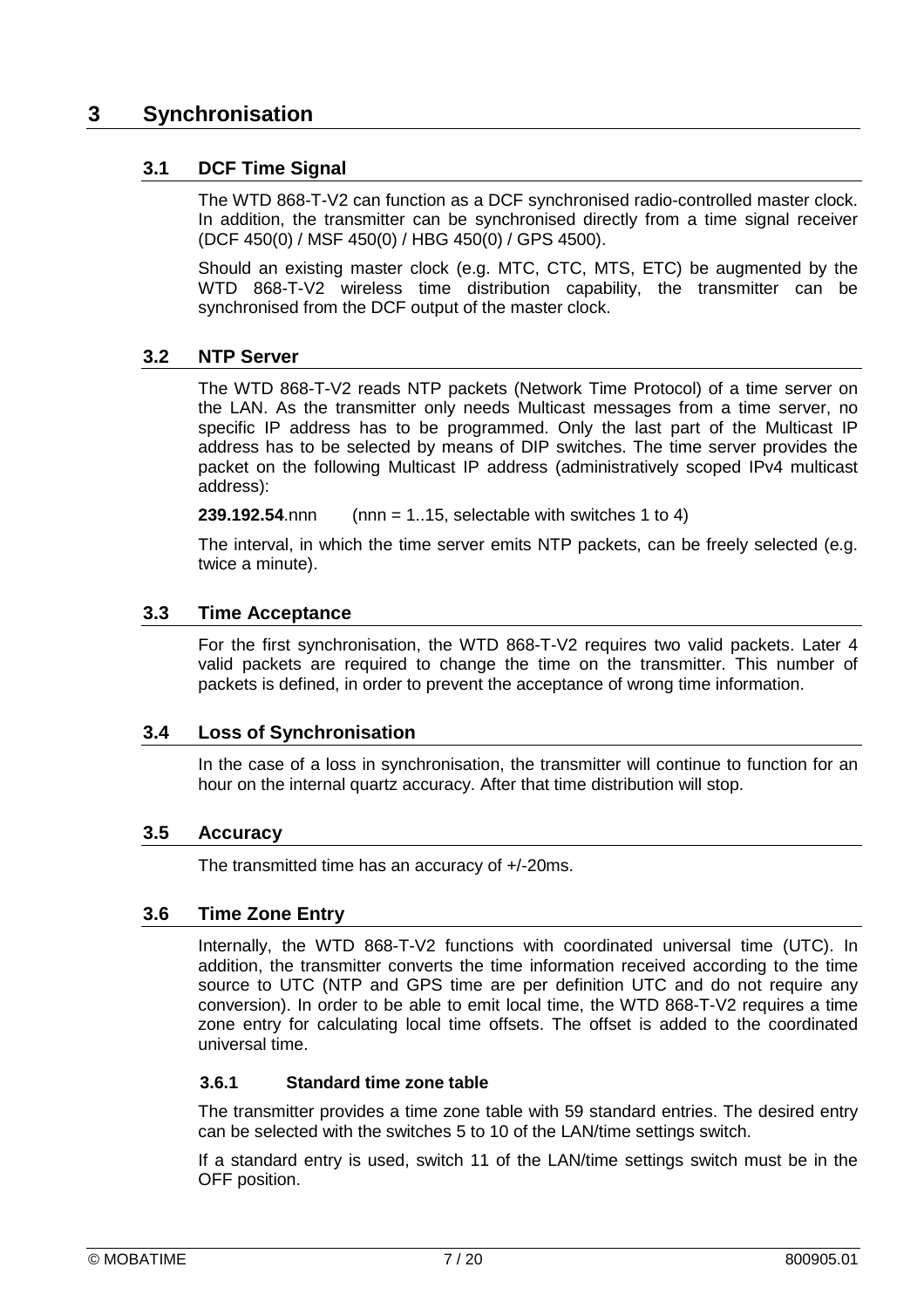# 3 Synchronisation

## 3.1 DCF Time Signal

The WTD 868-T-V2 can function as a DCF synchronised radio-controlled master clock. In addition, the transmitter can be synchronised directly from a time signal receiver (DCF 450(0) / MSF 450(0) / HBG 450(0) / GPS 4500).

Should an existing master clock (e.g. MTC, CTC, MTS, ETC) be augmented by the WTD 868-T-V2 wireless time distribution capability, the transmitter can be synchronised from the DCF output of the master clock.

## 3.2 NTP Server

The WTD 868-T-V2 reads NTP packets (Network Time Protocol) of a time server on the LAN. As the transmitter only needs Multicast messages from a time server, no specific IP address has to be programmed. Only the last part of the Multicast IP address has to be selected by means of DIP switches. The time server provides the packet on the following Multicast IP address (administratively scoped IPv4 multicast address):

**239.192.54**.nnn (nnn = 1..15, selectable with switches 1 to 4)

The interval, in which the time server emits NTP packets, can be freely selected (e.g. twice a minute).

## 3.3 Time Acceptance

For the first synchronisation, the WTD 868-T-V2 requires two valid packets. Later 4 valid packets are required to change the time on the transmitter. This number of packets is defined, in order to prevent the acceptance of wrong time information.

## 3.4 Loss of Synchronisation

In the case of a loss in synchronisation, the transmitter will continue to function for an hour on the internal quartz accuracy. After that time distribution will stop.

## 3.5 Accuracy

The transmitted time has an accuracy of +/-20ms.

## 3.6 Time Zone Entry

Internally, the WTD 868-T-V2 functions with coordinated universal time (UTC). In addition, the transmitter converts the time information received according to the time source to UTC (NTP and GPS time are per definition UTC and do not require any conversion). In order to be able to emit local time, the WTD 868-T-V2 requires a time zone entry for calculating local time offsets. The offset is added to the coordinated universal time.

### 3.6.1 Standard time zone table

The transmitter provides a time zone table with 59 standard entries. The desired entry can be selected with the switches 5 to 10 of the LAN/time settings switch.

If a standard entry is used, switch 11 of the LAN/time settings switch must be in the OFF position.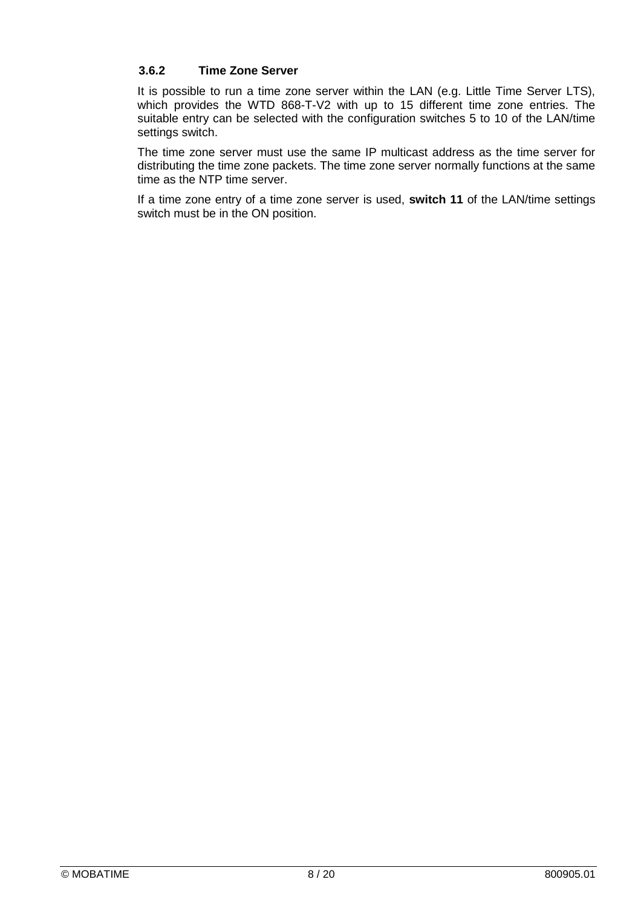### 3.6.2 Time Zone Server

It is possible to run a time zone server within the LAN (e.g. Little Time Server LTS), which provides the WTD 868-T-V2 with up to 15 different time zone entries. The suitable entry can be selected with the configuration switches 5 to 10 of the LAN/time settings switch.

The time zone server must use the same IP multicast address as the time server for distributing the time zone packets. The time zone server normally functions at the same time as the NTP time server.

If a time zone entry of a time zone server is used, **switch 11** of the LAN/time settings switch must be in the ON position.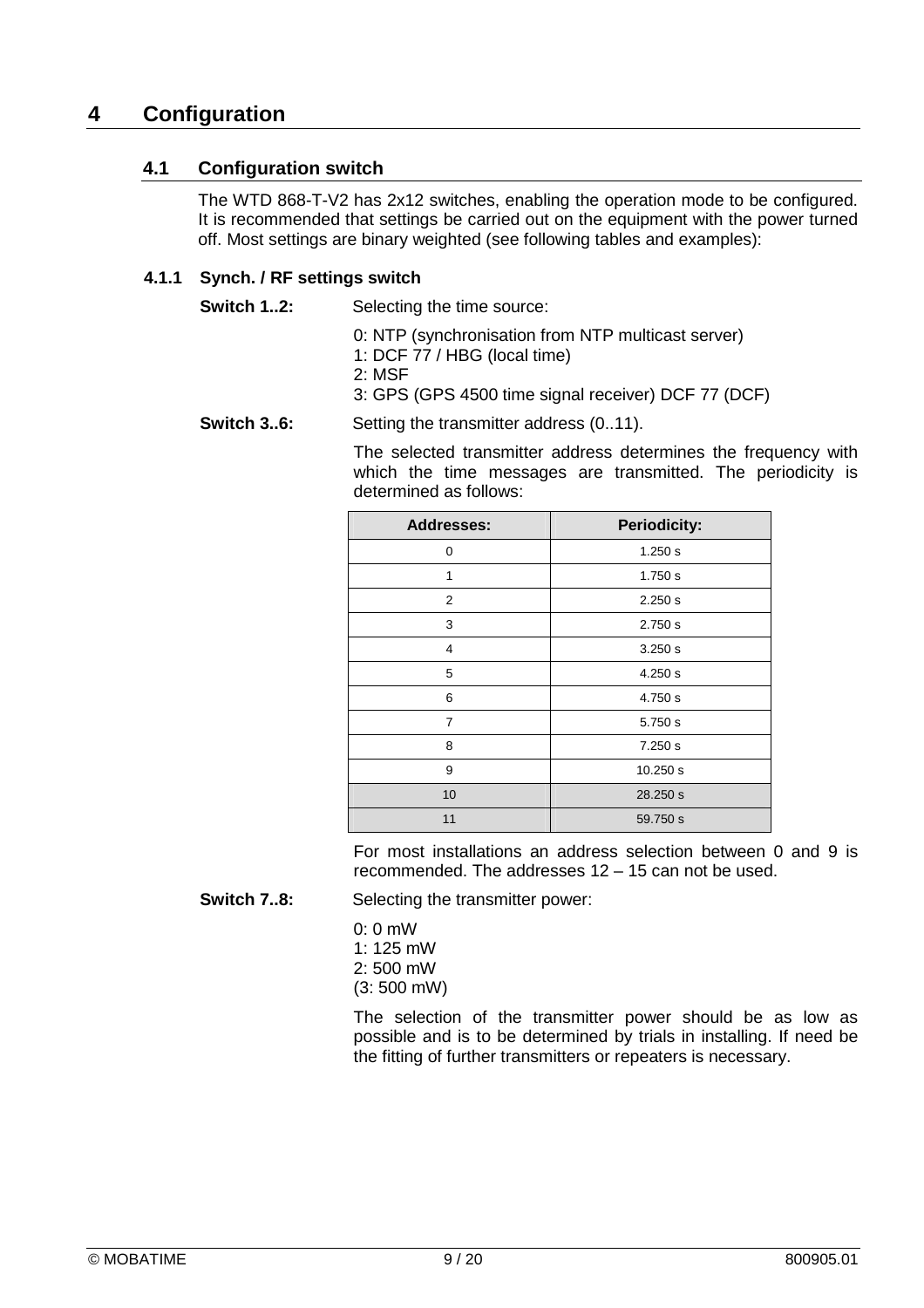# 4 Configuration

## 4.1 Configuration switch

The WTD 868-T-V2 has 2x12 switches, enabling the operation mode to be configured. It is recommended that settings be carried out on the equipment with the power turned off. Most settings are binary weighted (see following tables and examples):

### 4.1.1 Synch. / RF settings switch

**Switch 1..2:** Selecting the time source:

0: NTP (synchronisation from NTP multicast server)
1: DCF 77 / HBG (local time)
2: MSF
3: GPS (GPS 4500 time signal receiver) DCF 77 (DCF)

**Switch 3..6:** Setting the transmitter address (0..11).

The selected transmitter address determines the frequency with which the time messages are transmitted. The periodicity is determined as follows:

| Addresses: | Periodicity: |
|---|---|
| 0 | 1.250 s |
| 1 | 1.750 s |
| 2 | 2.250 s |
| 3 | 2.750 s |
| 4 | 3.250 s |
| 5 | 4.250 s |
| 6 | 4.750 s |
| 7 | 5.750 s |
| 8 | 7.250 s |
| 9 | 10.250 s |
| 10 | 28.250 s |
| 11 | 59.750 s |

For most installations an address selection between 0 and 9 is recommended. The addresses 12 – 15 can not be used.

**Switch 7..8:** Selecting the transmitter power:

0: 0 mW
1: 125 mW
2: 500 mW
(3: 500 mW)

The selection of the transmitter power should be as low as possible and is to be determined by trials in installing. If need be the fitting of further transmitters or repeaters is necessary.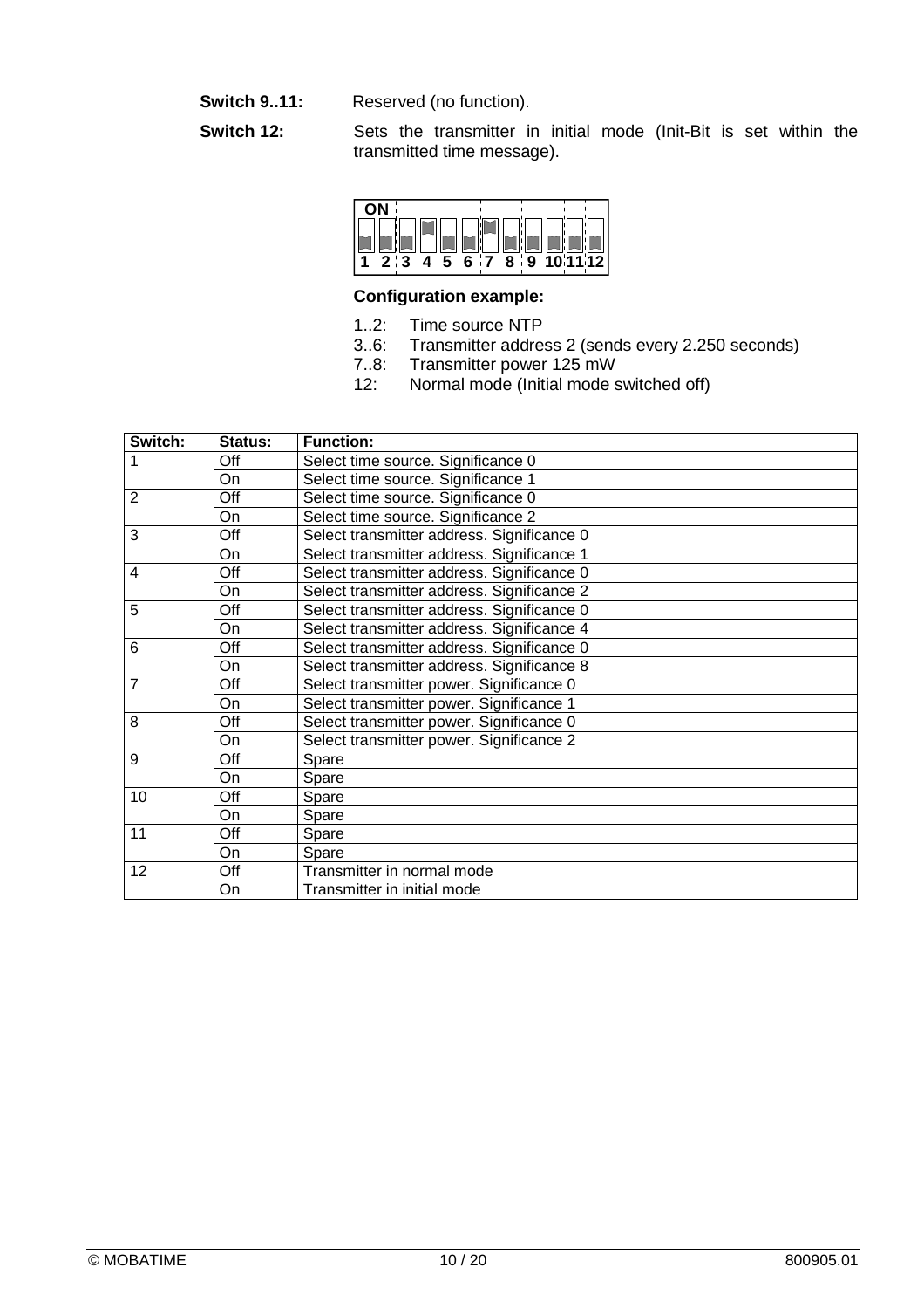**Switch 9..11:** Reserved (no function).

**Switch 12:** Sets the transmitter in initial mode (Init-Bit is set within the transmitted time message).

ON
1 2 3 4 5 6 7 8 9 10 11 12

**Configuration example:**

1..2: Time source NTP
3..6: Transmitter address 2 (sends every 2.250 seconds)
7..8: Transmitter power 125 mW
12: Normal mode (Initial mode switched off)

| Switch: | Status: | Function: |
|---|---|---|
| 1 | Off | Select time source. Significance 0 |
| | On | Select time source. Significance 1 |
| 2 | Off | Select time source. Significance 0 |
| | On | Select time source. Significance 2 |
| 3 | Off | Select transmitter address. Significance 0 |
| | On | Select transmitter address. Significance 1 |
| 4 | Off | Select transmitter address. Significance 0 |
| | On | Select transmitter address. Significance 2 |
| 5 | Off | Select transmitter address. Significance 0 |
| | On | Select transmitter address. Significance 4 |
| 6 | Off | Select transmitter address. Significance 0 |
| | On | Select transmitter address. Significance 8 |
| 7 | Off | Select transmitter power. Significance 0 |
| | On | Select transmitter power. Significance 1 |
| 8 | Off | Select transmitter power. Significance 0 |
| | On | Select transmitter power. Significance 2 |
| 9 | Off | Spare |
| | On | Spare |
| 10 | Off | Spare |
| | On | Spare |
| 11 | Off | Spare |
| | On | Spare |
| 12 | Off | Transmitter in normal mode |
| | On | Transmitter in initial mode |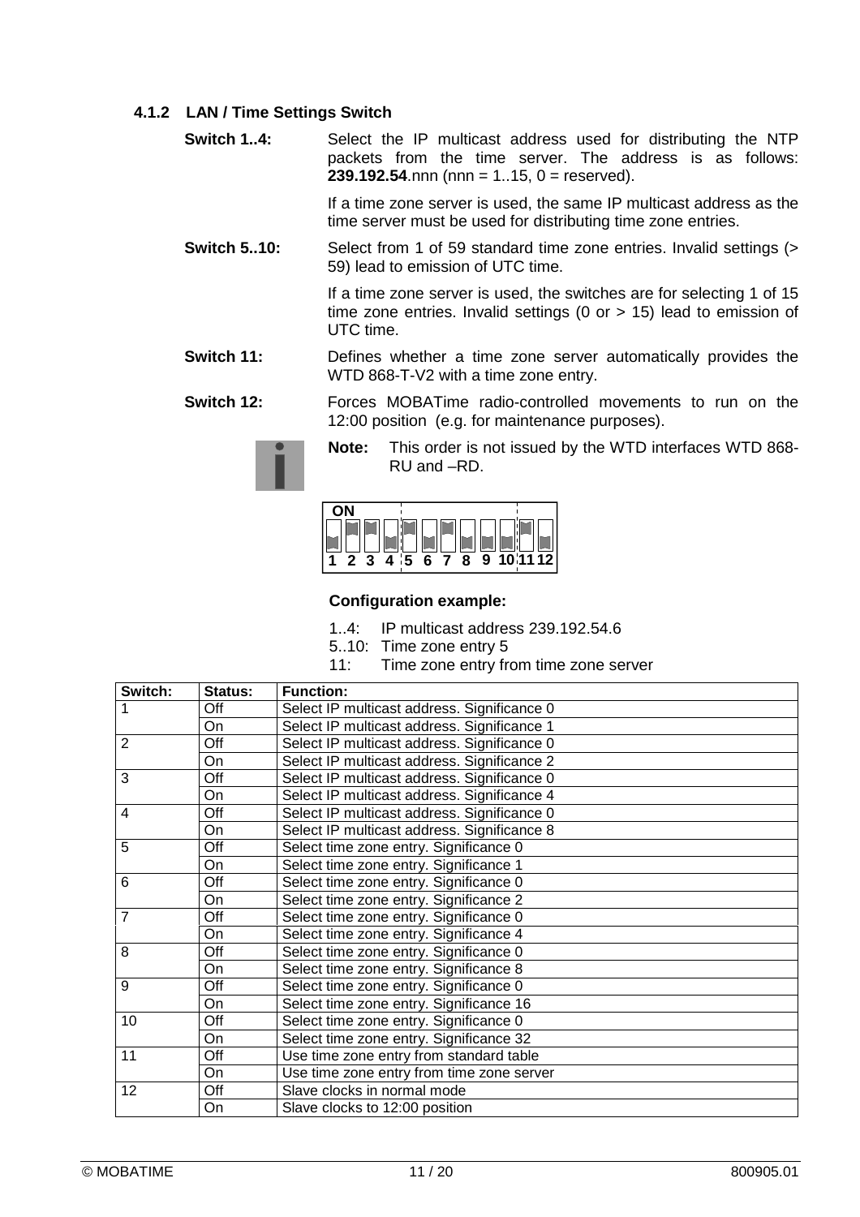### 4.1.2 LAN / Time Settings Switch

**Switch 1..4:** Select the IP multicast address used for distributing the NTP packets from the time server. The address is as follows: **239.192.54**.nnn (nnn = 1..15, 0 = reserved).

If a time zone server is used, the same IP multicast address as the time server must be used for distributing time zone entries.

**Switch 5..10:** Select from 1 of 59 standard time zone entries. Invalid settings (> 59) lead to emission of UTC time.

If a time zone server is used, the switches are for selecting 1 of 15 time zone entries. Invalid settings (0 or > 15) lead to emission of UTC time.

**Switch 11:** Defines whether a time zone server automatically provides the WTD 868-T-V2 with a time zone entry.

**Switch 12:** Forces MOBATime radio-controlled movements to run on the 12:00 position (e.g. for maintenance purposes).

**Note:** This order is not issued by the WTD interfaces WTD 868-RU and –RD.

ON
1 2 3 4 5 6 7 8 9 10 11 12

**Configuration example:**

1..4: IP multicast address 239.192.54.6
5..10: Time zone entry 5
11: Time zone entry from time zone server

| Switch: | Status: | Function: |
|---|---|---|
| 1 | Off | Select IP multicast address. Significance 0 |
| | On | Select IP multicast address. Significance 1 |
| 2 | Off | Select IP multicast address. Significance 0 |
| | On | Select IP multicast address. Significance 2 |
| 3 | Off | Select IP multicast address. Significance 0 |
| | On | Select IP multicast address. Significance 4 |
| 4 | Off | Select IP multicast address. Significance 0 |
| | On | Select IP multicast address. Significance 8 |
| 5 | Off | Select time zone entry. Significance 0 |
| | On | Select time zone entry. Significance 1 |
| 6 | Off | Select time zone entry. Significance 0 |
| | On | Select time zone entry. Significance 2 |
| 7 | Off | Select time zone entry. Significance 0 |
| | On | Select time zone entry. Significance 4 |
| 8 | Off | Select time zone entry. Significance 0 |
| | On | Select time zone entry. Significance 8 |
| 9 | Off | Select time zone entry. Significance 0 |
| | On | Select time zone entry. Significance 16 |
| 10 | Off | Select time zone entry. Significance 0 |
| | On | Select time zone entry. Significance 32 |
| 11 | Off | Use time zone entry from standard table |
| | On | Use time zone entry from time zone server |
| 12 | Off | Slave clocks in normal mode |
| | On | Slave clocks to 12:00 position |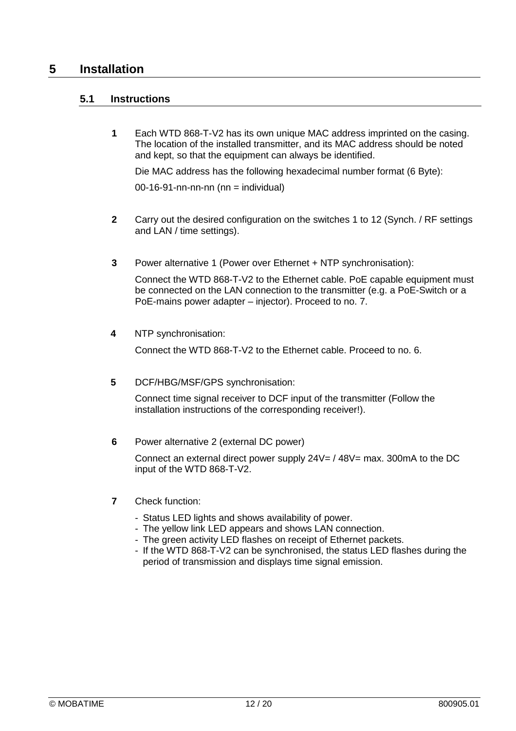# 5 Installation

## 5.1 Instructions

**1** Each WTD 868-T-V2 has its own unique MAC address imprinted on the casing. The location of the installed transmitter, and its MAC address should be noted and kept, so that the equipment can always be identified.

Die MAC address has the following hexadecimal number format (6 Byte):

00-16-91-nn-nn-nn (nn = individual)

**2** Carry out the desired configuration on the switches 1 to 12 (Synch. / RF settings and LAN / time settings).

**3** Power alternative 1 (Power over Ethernet + NTP synchronisation):

Connect the WTD 868-T-V2 to the Ethernet cable. PoE capable equipment must be connected on the LAN connection to the transmitter (e.g. a PoE-Switch or a PoE-mains power adapter – injector). Proceed to no. 7.

**4** NTP synchronisation:

Connect the WTD 868-T-V2 to the Ethernet cable. Proceed to no. 6.

**5** DCF/HBG/MSF/GPS synchronisation:

Connect time signal receiver to DCF input of the transmitter (Follow the installation instructions of the corresponding receiver!).

**6** Power alternative 2 (external DC power)

Connect an external direct power supply 24V= / 48V= max. 300mA to the DC input of the WTD 868-T-V2.

**7** Check function:

- Status LED lights and shows availability of power.
- The yellow link LED appears and shows LAN connection.
- The green activity LED flashes on receipt of Ethernet packets.
- If the WTD 868-T-V2 can be synchronised, the status LED flashes during the period of transmission and displays time signal emission.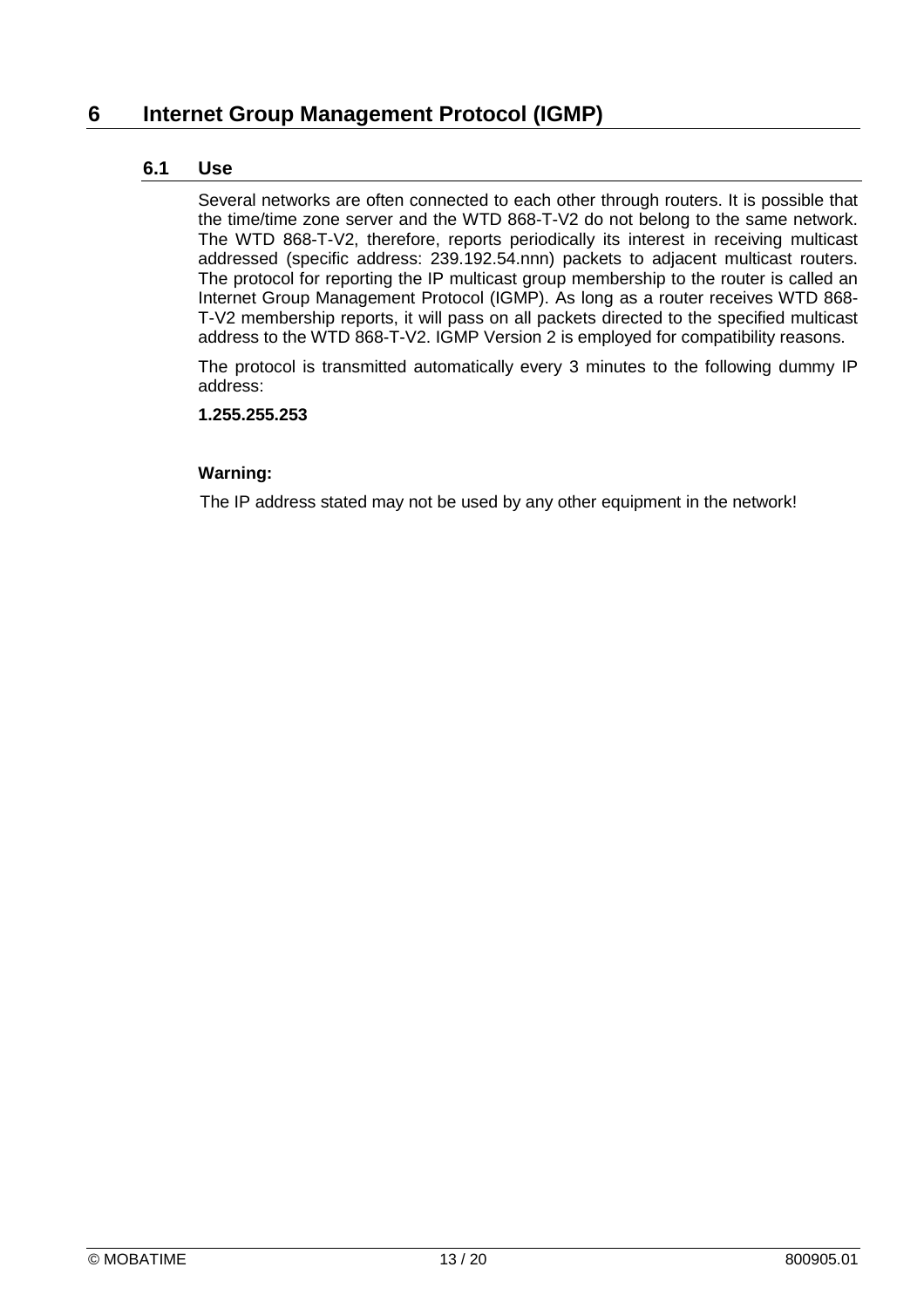# 6 Internet Group Management Protocol (IGMP)

## 6.1 Use

Several networks are often connected to each other through routers. It is possible that the time/time zone server and the WTD 868-T-V2 do not belong to the same network. The WTD 868-T-V2, therefore, reports periodically its interest in receiving multicast addressed (specific address: 239.192.54.nnn) packets to adjacent multicast routers. The protocol for reporting the IP multicast group membership to the router is called an Internet Group Management Protocol (IGMP). As long as a router receives WTD 868-T-V2 membership reports, it will pass on all packets directed to the specified multicast address to the WTD 868-T-V2. IGMP Version 2 is employed for compatibility reasons.

The protocol is transmitted automatically every 3 minutes to the following dummy IP address:

**1.255.255.253**

**Warning:**

The IP address stated may not be used by any other equipment in the network!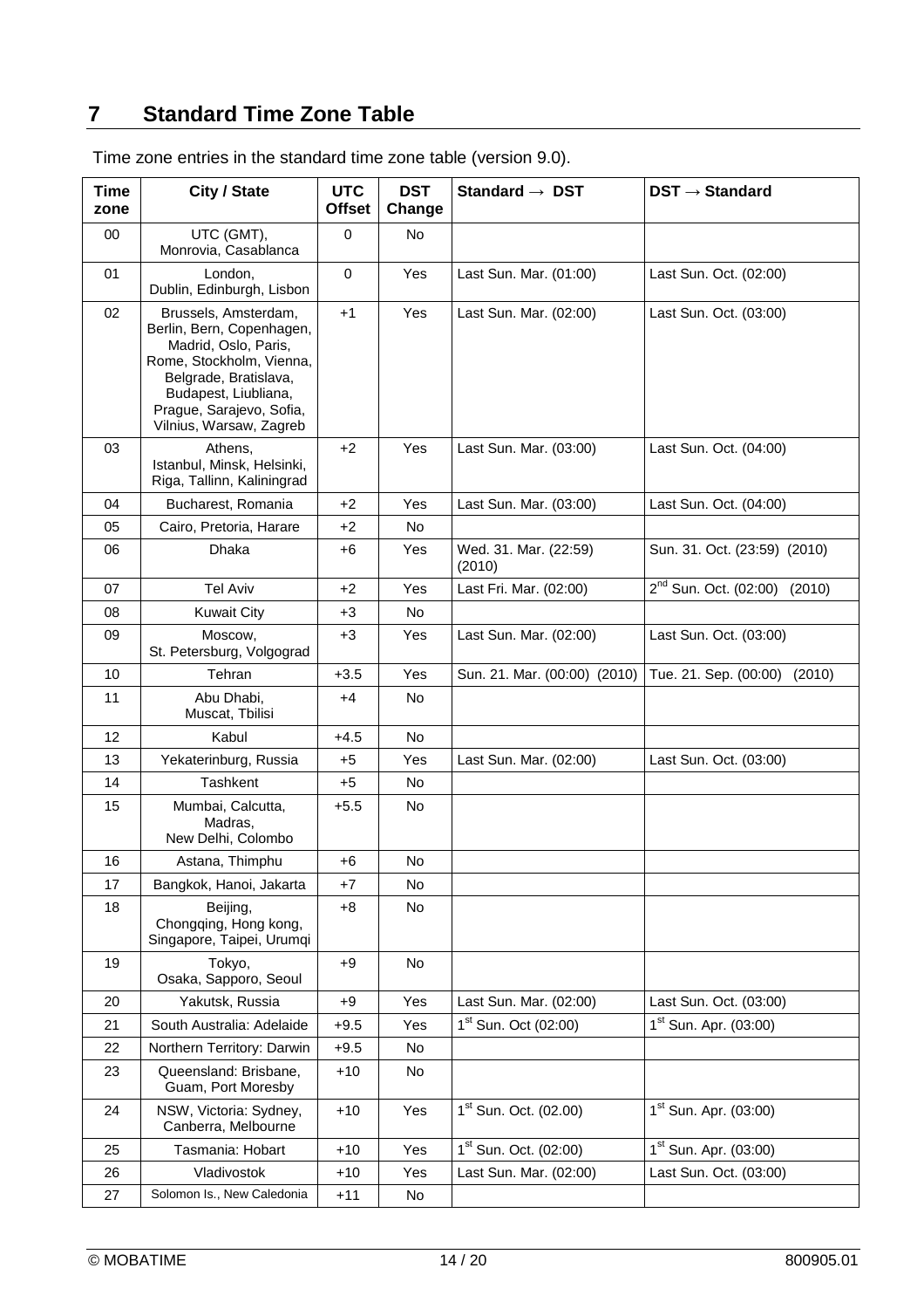# 7 Standard Time Zone Table

Time zone entries in the standard time zone table (version 9.0).

| Time zone | City / State | UTC Offset | DST Change | Standard → DST | DST → Standard |
|---|---|---|---|---|---|
| 00 | UTC (GMT), Monrovia, Casablanca | 0 | No | | |
| 01 | London, Dublin, Edinburgh, Lisbon | 0 | Yes | Last Sun. Mar. (01:00) | Last Sun. Oct. (02:00) |
| 02 | Brussels, Amsterdam, Berlin, Bern, Copenhagen, Madrid, Oslo, Paris, Rome, Stockholm, Vienna, Belgrade, Bratislava, Budapest, Liubliana, Prague, Sarajevo, Sofia, Vilnius, Warsaw, Zagreb | +1 | Yes | Last Sun. Mar. (02:00) | Last Sun. Oct. (03:00) |
| 03 | Athens, Istanbul, Minsk, Helsinki, Riga, Tallinn, Kaliningrad | +2 | Yes | Last Sun. Mar. (03:00) | Last Sun. Oct. (04:00) |
| 04 | Bucharest, Romania | +2 | Yes | Last Sun. Mar. (03:00) | Last Sun. Oct. (04:00) |
| 05 | Cairo, Pretoria, Harare | +2 | No | | |
| 06 | Dhaka | +6 | Yes | Wed. 31. Mar. (22:59) (2010) | Sun. 31. Oct. (23:59) (2010) |
| 07 | Tel Aviv | +2 | Yes | Last Fri. Mar. (02:00) | 2nd Sun. Oct. (02:00) (2010) |
| 08 | Kuwait City | +3 | No | | |
| 09 | Moscow, St. Petersburg, Volgograd | +3 | Yes | Last Sun. Mar. (02:00) | Last Sun. Oct. (03:00) |
| 10 | Tehran | +3.5 | Yes | Sun. 21. Mar. (00:00) (2010) | Tue. 21. Sep. (00:00) (2010) |
| 11 | Abu Dhabi, Muscat, Tbilisi | +4 | No | | |
| 12 | Kabul | +4.5 | No | | |
| 13 | Yekaterinburg, Russia | +5 | Yes | Last Sun. Mar. (02:00) | Last Sun. Oct. (03:00) |
| 14 | Tashkent | +5 | No | | |
| 15 | Mumbai, Calcutta, Madras, New Delhi, Colombo | +5.5 | No | | |
| 16 | Astana, Thimphu | +6 | No | | |
| 17 | Bangkok, Hanoi, Jakarta | +7 | No | | |
| 18 | Beijing, Chongqing, Hong kong, Singapore, Taipei, Urumqi | +8 | No | | |
| 19 | Tokyo, Osaka, Sapporo, Seoul | +9 | No | | |
| 20 | Yakutsk, Russia | +9 | Yes | Last Sun. Mar. (02:00) | Last Sun. Oct. (03:00) |
| 21 | South Australia: Adelaide | +9.5 | Yes | 1st Sun. Oct (02:00) | 1st Sun. Apr. (03:00) |
| 22 | Northern Territory: Darwin | +9.5 | No | | |
| 23 | Queensland: Brisbane, Guam, Port Moresby | +10 | No | | |
| 24 | NSW, Victoria: Sydney, Canberra, Melbourne | +10 | Yes | 1st Sun. Oct. (02.00) | 1st Sun. Apr. (03:00) |
| 25 | Tasmania: Hobart | +10 | Yes | 1st Sun. Oct. (02:00) | 1st Sun. Apr. (03:00) |
| 26 | Vladivostok | +10 | Yes | Last Sun. Mar. (02:00) | Last Sun. Oct. (03:00) |
| 27 | Solomon Is., New Caledonia | +11 | No | | |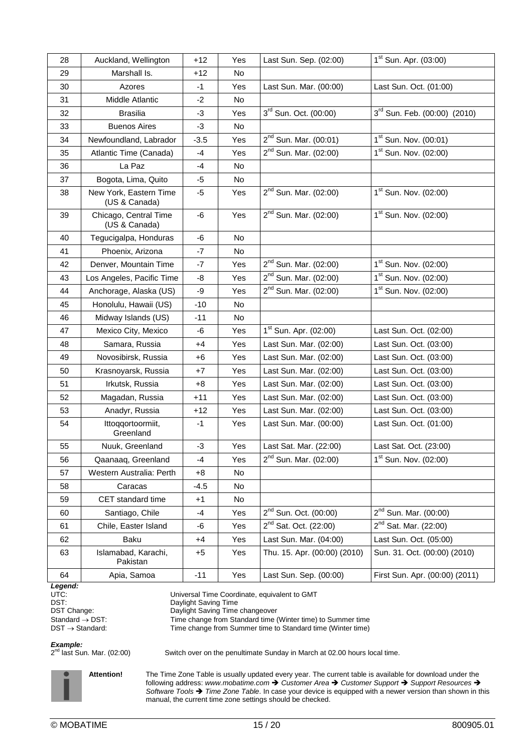| 28 | Auckland, Wellington | +12 | Yes | Last Sun. Sep. (02:00) | 1st Sun. Apr. (03:00) |
|---|---|---|---|---|---|
| 29 | Marshall Is. | +12 | No | | |
| 30 | Azores | -1 | Yes | Last Sun. Mar. (00:00) | Last Sun. Oct. (01:00) |
| 31 | Middle Atlantic | -2 | No | | |
| 32 | Brasilia | -3 | Yes | 3rd Sun. Oct. (00:00) | 3rd Sun. Feb. (00:00) (2010) |
| 33 | Buenos Aires | -3 | No | | |
| 34 | Newfoundland, Labrador | -3.5 | Yes | 2nd Sun. Mar. (00:01) | 1st Sun. Nov. (00:01) |
| 35 | Atlantic Time (Canada) | -4 | Yes | 2nd Sun. Mar. (02:00) | 1st Sun. Nov. (02:00) |
| 36 | La Paz | -4 | No | | |
| 37 | Bogota, Lima, Quito | -5 | No | | |
| 38 | New York, Eastern Time (US & Canada) | -5 | Yes | 2nd Sun. Mar. (02:00) | 1st Sun. Nov. (02:00) |
| 39 | Chicago, Central Time (US & Canada) | -6 | Yes | 2nd Sun. Mar. (02:00) | 1st Sun. Nov. (02:00) |
| 40 | Tegucigalpa, Honduras | -6 | No | | |
| 41 | Phoenix, Arizona | -7 | No | | |
| 42 | Denver, Mountain Time | -7 | Yes | 2nd Sun. Mar. (02:00) | 1st Sun. Nov. (02:00) |
| 43 | Los Angeles, Pacific Time | -8 | Yes | 2nd Sun. Mar. (02:00) | 1st Sun. Nov. (02:00) |
| 44 | Anchorage, Alaska (US) | -9 | Yes | 2nd Sun. Mar. (02:00) | 1st Sun. Nov. (02:00) |
| 45 | Honolulu, Hawaii (US) | -10 | No | | |
| 46 | Midway Islands (US) | -11 | No | | |
| 47 | Mexico City, Mexico | -6 | Yes | 1st Sun. Apr. (02:00) | Last Sun. Oct. (02:00) |
| 48 | Samara, Russia | +4 | Yes | Last Sun. Mar. (02:00) | Last Sun. Oct. (03:00) |
| 49 | Novosibirsk, Russia | +6 | Yes | Last Sun. Mar. (02:00) | Last Sun. Oct. (03:00) |
| 50 | Krasnoyarsk, Russia | +7 | Yes | Last Sun. Mar. (02:00) | Last Sun. Oct. (03:00) |
| 51 | Irkutsk, Russia | +8 | Yes | Last Sun. Mar. (02:00) | Last Sun. Oct. (03:00) |
| 52 | Magadan, Russia | +11 | Yes | Last Sun. Mar. (02:00) | Last Sun. Oct. (03:00) |
| 53 | Anadyr, Russia | +12 | Yes | Last Sun. Mar. (02:00) | Last Sun. Oct. (03:00) |
| 54 | Ittoqqortoormiit, Greenland | -1 | Yes | Last Sun. Mar. (00:00) | Last Sun. Oct. (01:00) |
| 55 | Nuuk, Greenland | -3 | Yes | Last Sat. Mar. (22:00) | Last Sat. Oct. (23:00) |
| 56 | Qaanaaq, Greenland | -4 | Yes | 2nd Sun. Mar. (02:00) | 1st Sun. Nov. (02:00) |
| 57 | Western Australia: Perth | +8 | No | | |
| 58 | Caracas | -4.5 | No | | |
| 59 | CET standard time | +1 | No | | |
| 60 | Santiago, Chile | -4 | Yes | 2nd Sun. Oct. (00:00) | 2nd Sun. Mar. (00:00) |
| 61 | Chile, Easter Island | -6 | Yes | 2nd Sat. Oct. (22:00) | 2nd Sat. Mar. (22:00) |
| 62 | Baku | +4 | Yes | Last Sun. Mar. (04:00) | Last Sun. Oct. (05:00) |
| 63 | Islamabad, Karachi, Pakistan | +5 | Yes | Thu. 15. Apr. (00:00) (2010) | Sun. 31. Oct. (00:00) (2010) |
| 64 | Apia, Samoa | -11 | Yes | Last Sun. Sep. (00:00) | First Sun. Apr. (00:00) (2011) |

***Legend:***

UTC: Universal Time Coordinate, equivalent to GMT
DST: Daylight Saving Time
DST Change: Daylight Saving Time changeover
Standard → DST: Time change from Standard time (Winter time) to Summer time
DST → Standard: Time change from Summer time to Standard time (Winter time)

***Example:***

2nd last Sun. Mar. (02:00) Switch over on the penultimate Sunday in March at 02.00 hours local time.

**Attention!** The Time Zone Table is usually updated every year. The current table is available for download under the following address: *www.mobatime.com* ➔ *Customer Area* ➔ *Customer Support* ➔ *Support Resources* ➔ *Software Tools* ➔ *Time Zone Table*. In case your device is equipped with a newer version than shown in this manual, the current time zone settings should be checked.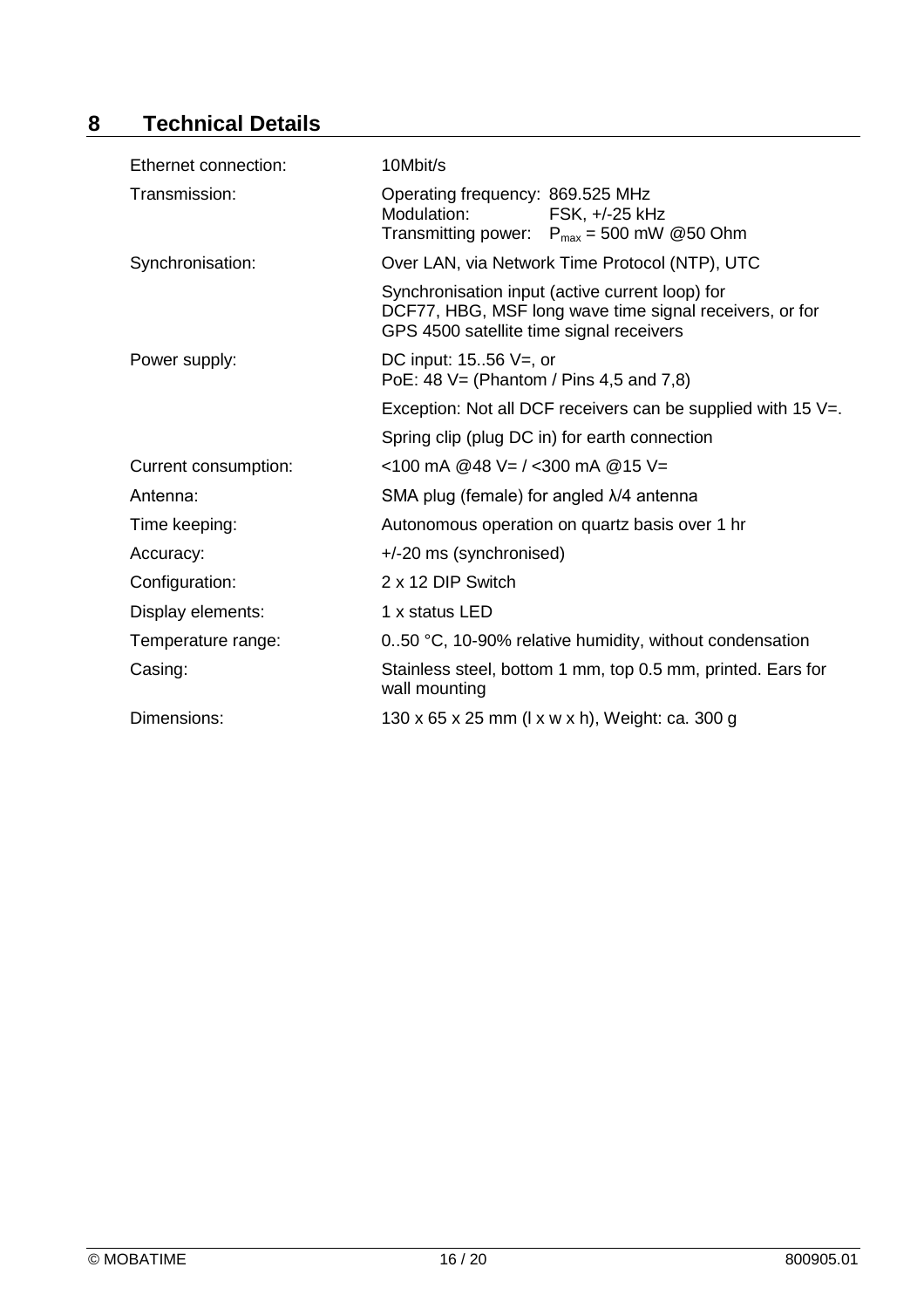# 8 Technical Details

| | |
|---|---|
| Ethernet connection: | 10Mbit/s |
| Transmission: | Operating frequency: 869.525 MHz<br>Modulation: FSK, +/-25 kHz<br>Transmitting power: $P_{max}$ = 500 mW @50 Ohm |
| Synchronisation: | Over LAN, via Network Time Protocol (NTP), UTC |
| | Synchronisation input (active current loop) for DCF77, HBG, MSF long wave time signal receivers, or for GPS 4500 satellite time signal receivers |
| Power supply: | DC input: 15..56 V=, or<br>PoE: 48 V= (Phantom / Pins 4,5 and 7,8) |
| | Exception: Not all DCF receivers can be supplied with 15 V=. |
| | Spring clip (plug DC in) for earth connection |
| Current consumption: | <100 mA @48 V= / <300 mA @15 V= |
| Antenna: | SMA plug (female) for angled λ/4 antenna |
| Time keeping: | Autonomous operation on quartz basis over 1 hr |
| Accuracy: | +/-20 ms (synchronised) |
| Configuration: | 2 x 12 DIP Switch |
| Display elements: | 1 x status LED |
| Temperature range: | 0..50 °C, 10-90% relative humidity, without condensation |
| Casing: | Stainless steel, bottom 1 mm, top 0.5 mm, printed. Ears for wall mounting |
| Dimensions: | 130 x 65 x 25 mm (l x w x h), Weight: ca. 300 g |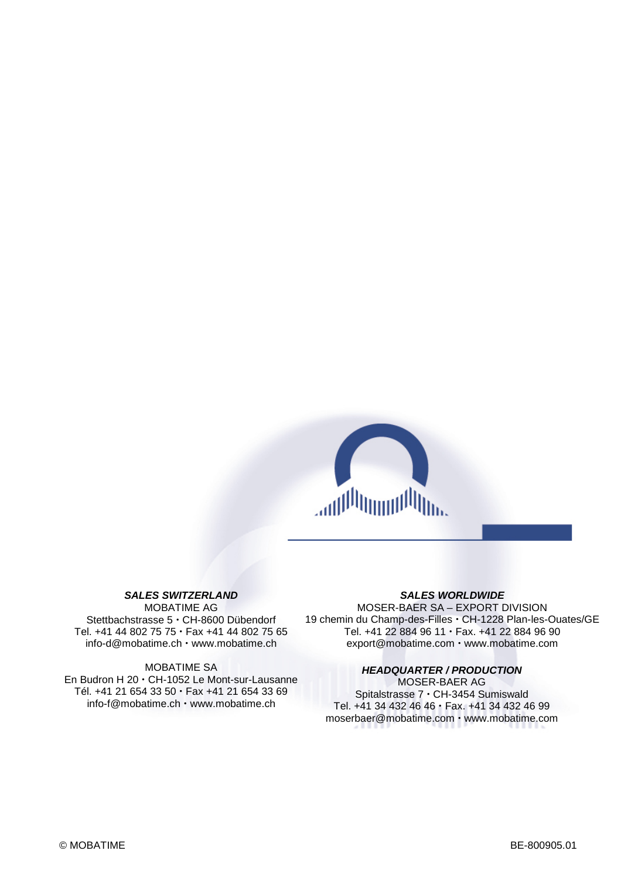***SALES SWITZERLAND***
MOBATIME AG
Stettbachstrasse 5 • CH-8600 Dübendorf
Tel. +41 44 802 75 75 • Fax +41 44 802 75 65
info-d@mobatime.ch • www.mobatime.ch

MOBATIME SA
En Budron H 20 • CH-1052 Le Mont-sur-Lausanne
Tél. +41 21 654 33 50 • Fax +41 21 654 33 69
info-f@mobatime.ch • www.mobatime.ch

***SALES WORLDWIDE***
MOSER-BAER SA – EXPORT DIVISION
19 chemin du Champ-des-Filles • CH-1228 Plan-les-Ouates/GE
Tel. +41 22 884 96 11 • Fax. +41 22 884 96 90
export@mobatime.com • www.mobatime.com

***HEADQUARTER / PRODUCTION***
MOSER-BAER AG
Spitalstrasse 7 • CH-3454 Sumiswald
Tel. +41 34 432 46 46 • Fax. +41 34 432 46 99
moserbaer@mobatime.com • www.mobatime.com

© MOBATIME

BE-800905.01